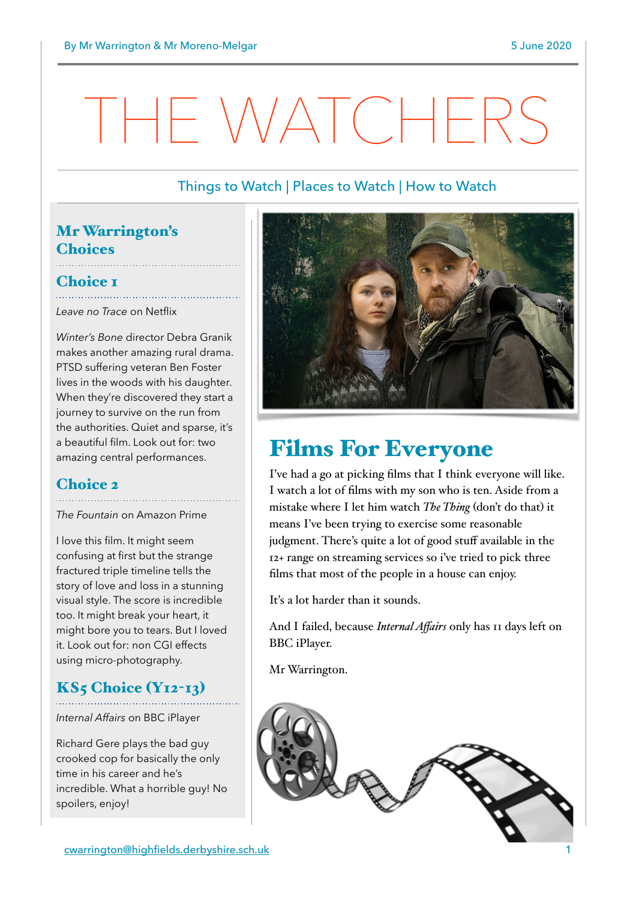By Mr Warrington & Mr Moreno-Melgar

5 June 2020

# THE WATCHERS

Things to Watch | Places to Watch | How to Watch

## Mr Warrington's Choices

### Choice 1

*Leave no Trace* on Netflix

*Winter's Bone* director Debra Granik makes another amazing rural drama. PTSD suffering veteran Ben Foster lives in the woods with his daughter. When they're discovered they start a journey to survive on the run from the authorities. Quiet and sparse, it's a beautiful film. Look out for: two amazing central performances.

### Choice 2

*The Fountain* on Amazon Prime

I love this film. It might seem confusing at first but the strange fractured triple timeline tells the story of love and loss in a stunning visual style. The score is incredible too. It might break your heart, it might bore you to tears. But I loved it. Look out for: non CGI effects using micro-photography.

### KS5 Choice (Y12-13)

*Internal Affairs* on BBC iPlayer

Richard Gere plays the bad guy crooked cop for basically the only time in his career and he's incredible. What a horrible guy! No spoilers, enjoy!

## Films For Everyone

I've had a go at picking films that I think everyone will like. I watch a lot of films with my son who is ten. Aside from a mistake where I let him watch *The Thing* (don't do that) it means I've been trying to exercise some reasonable judgment. There's quite a lot of good stuff available in the 12+ range on streaming services so i've tried to pick three films that most of the people in a house can enjoy.

It's a lot harder than it sounds.

And I failed, because *Internal Affairs* only has 11 days left on BBC iPlayer.

Mr Warrington.

cwarrington@highfields.derbyshire.sch.uk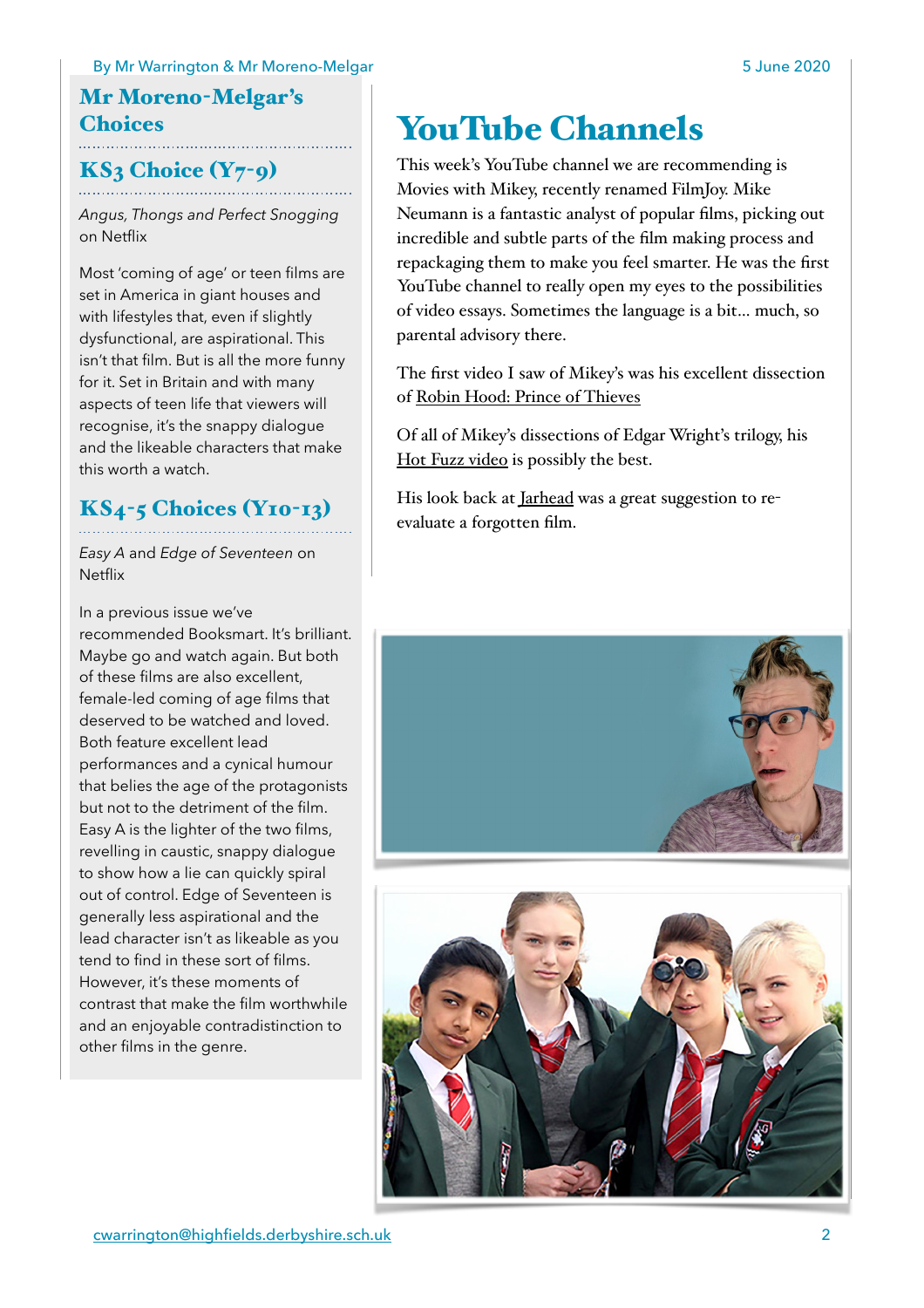By Mr Warrington & Mr Moreno-Melgar

5 June 2020

## Mr Moreno-Melgar's Choices

### KS3 Choice (Y7-9)

*Angus, Thongs and Perfect Snogging* on Netflix

Most 'coming of age' or teen films are set in America in giant houses and with lifestyles that, even if slightly dysfunctional, are aspirational. This isn't that film. But is all the more funny for it. Set in Britain and with many aspects of teen life that viewers will recognise, it's the snappy dialogue and the likeable characters that make this worth a watch.

### KS4-5 Choices (Y10-13)

*Easy A* and *Edge of Seventeen* on Netflix

In a previous issue we've recommended Booksmart. It's brilliant. Maybe go and watch again. But both of these films are also excellent, female-led coming of age films that deserved to be watched and loved. Both feature excellent lead performances and a cynical humour that belies the age of the protagonists but not to the detriment of the film. Easy A is the lighter of the two films, revelling in caustic, snappy dialogue to show how a lie can quickly spiral out of control. Edge of Seventeen is generally less aspirational and the lead character isn't as likeable as you tend to find in these sort of films. However, it's these moments of contrast that make the film worthwhile and an enjoyable contradistinction to other films in the genre.

# YouTube Channels

This week's YouTube channel we are recommending is Movies with Mikey, recently renamed FilmJoy. Mike Neumann is a fantastic analyst of popular films, picking out incredible and subtle parts of the film making process and repackaging them to make you feel smarter. He was the first YouTube channel to really open my eyes to the possibilities of video essays. Sometimes the language is a bit… much, so parental advisory there.

The first video I saw of Mikey's was his excellent dissection of Robin Hood: Prince of Thieves

Of all of Mikey's dissections of Edgar Wright's trilogy, his Hot Fuzz video is possibly the best.

His look back at Jarhead was a great suggestion to re-evaluate a forgotten film.

cwarrington@highfields.derbyshire.sch.uk